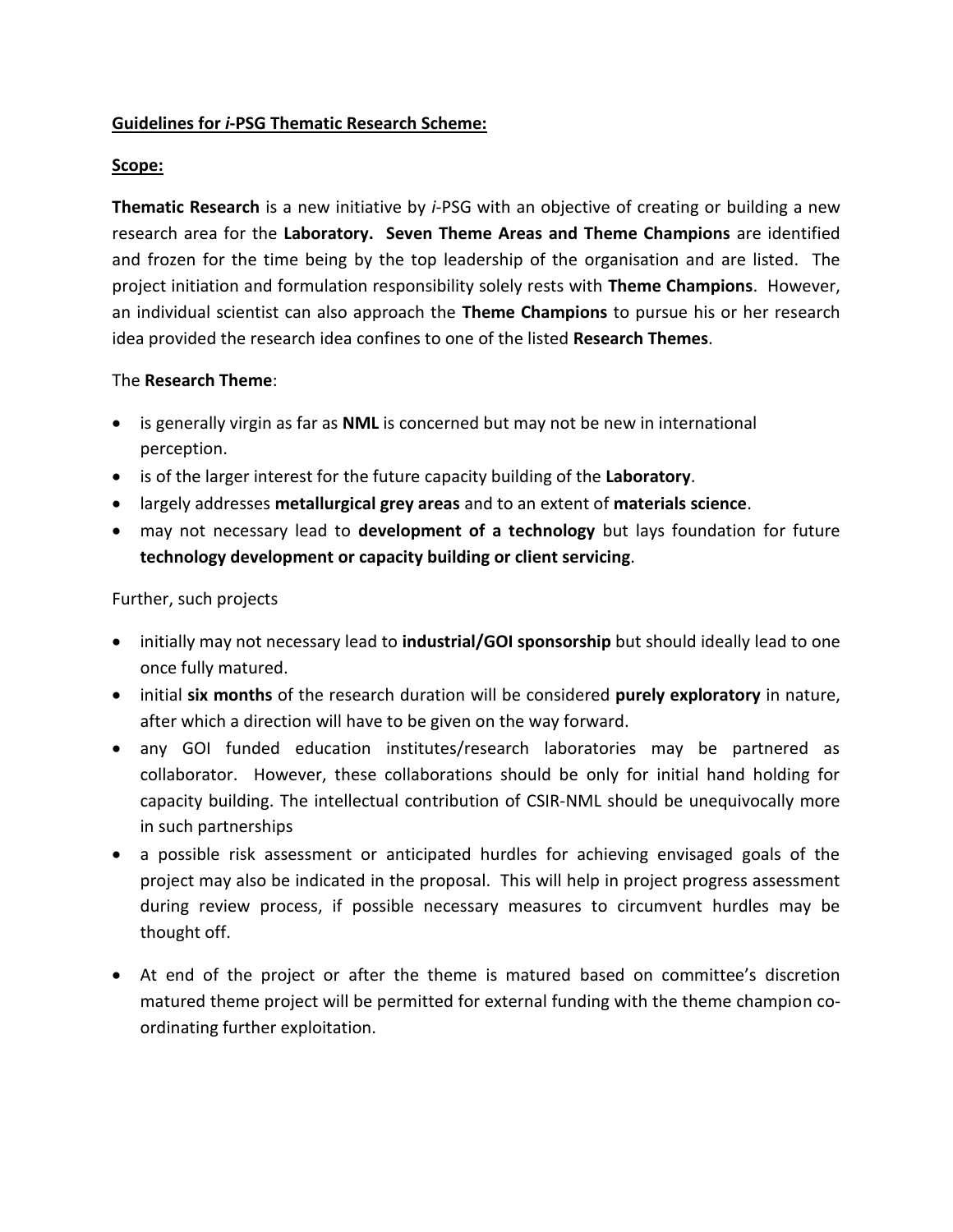**<u>Guidelines for *i*-PSG Thematic Research Scheme:</u>**

**<u>Scope:</u>**

**Thematic Research** is a new initiative by *i*-PSG with an objective of creating or building a new research area for the **Laboratory.** **Seven Theme Areas and Theme Champions** are identified and frozen for the time being by the top leadership of the organisation and are listed. The project initiation and formulation responsibility solely rests with **Theme Champions**. However, an individual scientist can also approach the **Theme Champions** to pursue his or her research idea provided the research idea confines to one of the listed **Research Themes**.

The **Research Theme**:

- is generally virgin as far as **NML** is concerned but may not be new in international perception.
- is of the larger interest for the future capacity building of the **Laboratory**.
- largely addresses **metallurgical grey areas** and to an extent of **materials science**.
- may not necessary lead to **development of a technology** but lays foundation for future **technology development or capacity building or client servicing**.

Further, such projects

- initially may not necessary lead to **industrial/GOI sponsorship** but should ideally lead to one once fully matured.
- initial **six months** of the research duration will be considered **purely exploratory** in nature, after which a direction will have to be given on the way forward.
- any GOI funded education institutes/research laboratories may be partnered as collaborator. However, these collaborations should be only for initial hand holding for capacity building. The intellectual contribution of CSIR-NML should be unequivocally more in such partnerships
- a possible risk assessment or anticipated hurdles for achieving envisaged goals of the project may also be indicated in the proposal. This will help in project progress assessment during review process, if possible necessary measures to circumvent hurdles may be thought off.

- At end of the project or after the theme is matured based on committee's discretion matured theme project will be permitted for external funding with the theme champion co-ordinating further exploitation.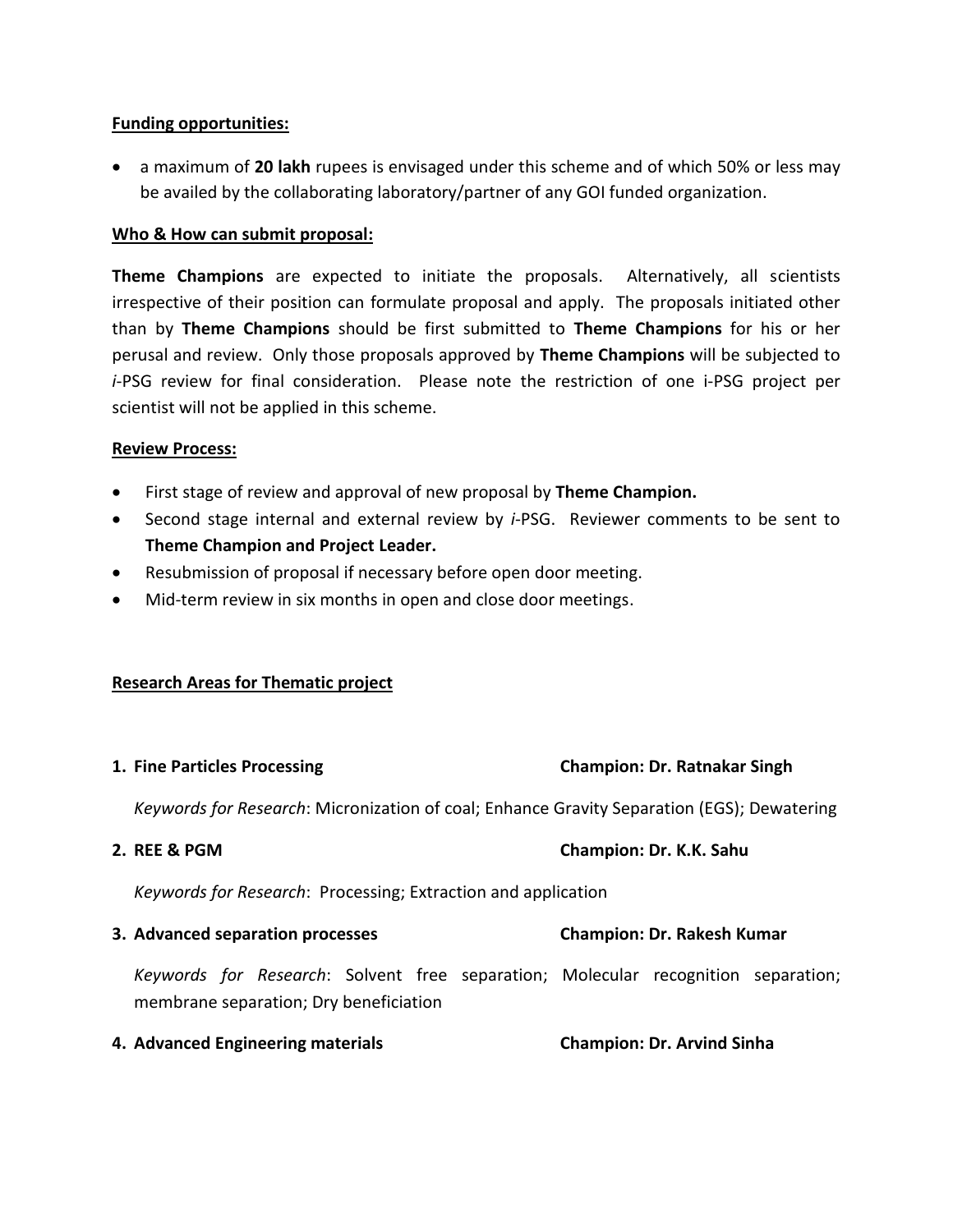**Funding opportunities:**

- a maximum of **20 lakh** rupees is envisaged under this scheme and of which 50% or less may be availed by the collaborating laboratory/partner of any GOI funded organization.

**Who & How can submit proposal:**

**Theme Champions** are expected to initiate the proposals. Alternatively, all scientists irrespective of their position can formulate proposal and apply. The proposals initiated other than by **Theme Champions** should be first submitted to **Theme Champions** for his or her perusal and review. Only those proposals approved by **Theme Champions** will be subjected to *i*-PSG review for final consideration. Please note the restriction of one i-PSG project per scientist will not be applied in this scheme.

**Review Process:**

- First stage of review and approval of new proposal by **Theme Champion.**
- Second stage internal and external review by *i*-PSG. Reviewer comments to be sent to **Theme Champion and Project Leader.**
- Resubmission of proposal if necessary before open door meeting.
- Mid-term review in six months in open and close door meetings.

**Research Areas for Thematic project**

1. **Fine Particles Processing** **Champion: Dr. Ratnakar Singh**

   *Keywords for Research*: Micronization of coal; Enhance Gravity Separation (EGS); Dewatering

2. **REE & PGM** **Champion: Dr. K.K. Sahu**

   *Keywords for Research*: Processing; Extraction and application

3. **Advanced separation processes** **Champion: Dr. Rakesh Kumar**

   *Keywords for Research*: Solvent free separation; Molecular recognition separation; membrane separation; Dry beneficiation

4. **Advanced Engineering materials** **Champion: Dr. Arvind Sinha**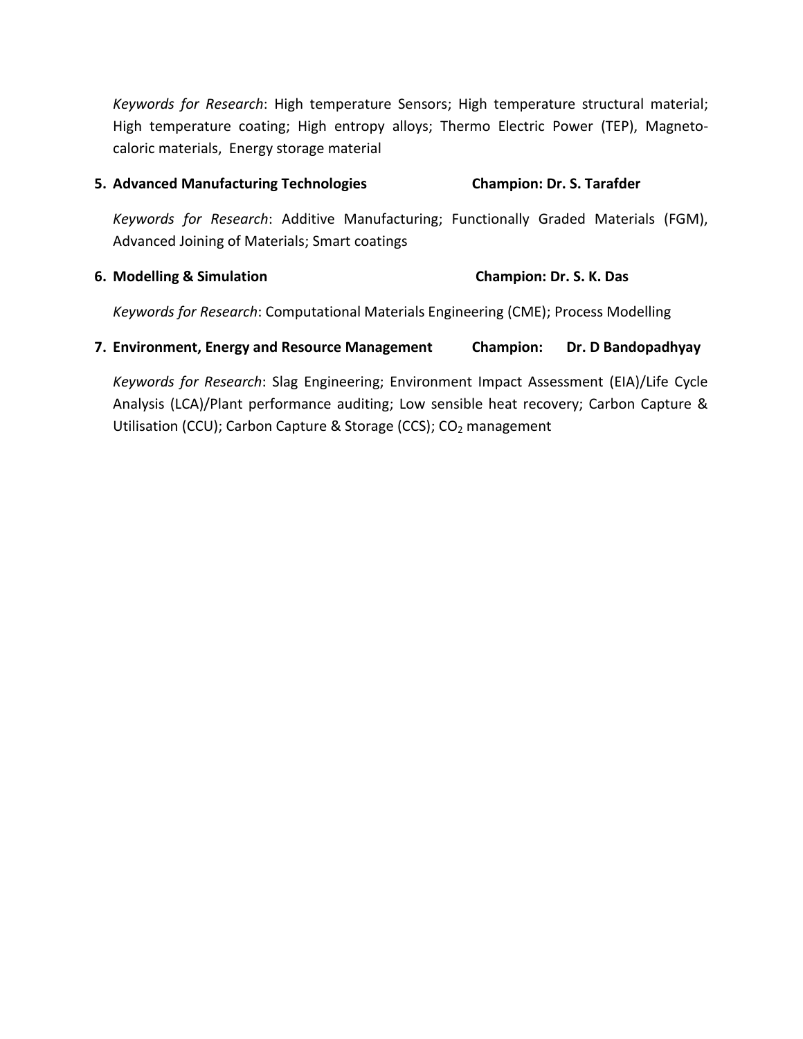*Keywords for Research*: High temperature Sensors; High temperature structural material; High temperature coating; High entropy alloys; Thermo Electric Power (TEP), Magneto-caloric materials, Energy storage material

5. **Advanced Manufacturing Technologies** **Champion: Dr. S. Tarafder**

   *Keywords for Research*: Additive Manufacturing; Functionally Graded Materials (FGM), Advanced Joining of Materials; Smart coatings

6. **Modelling & Simulation** **Champion: Dr. S. K. Das**

   *Keywords for Research*: Computational Materials Engineering (CME); Process Modelling

7. **Environment, Energy and Resource Management** **Champion: Dr. D Bandopadhyay**

   *Keywords for Research*: Slag Engineering; Environment Impact Assessment (EIA)/Life Cycle Analysis (LCA)/Plant performance auditing; Low sensible heat recovery; Carbon Capture & Utilisation (CCU); Carbon Capture & Storage (CCS); $CO_2$ management